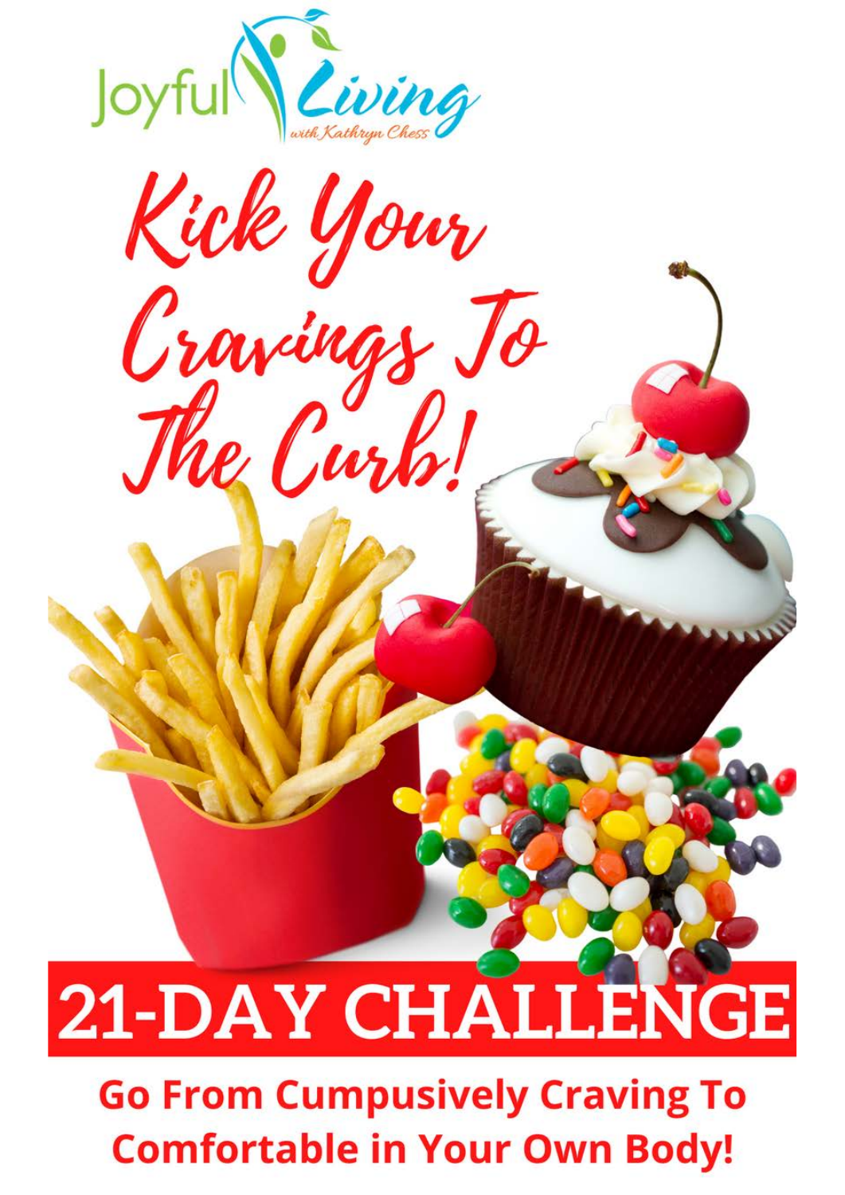Joyful Living *with Kathryn Chess*

# Kick Your Cravings To The Curb!

## 21-DAY CHALLENGE

**Go From Cumpusively Craving To Comfortable in Your Own Body!**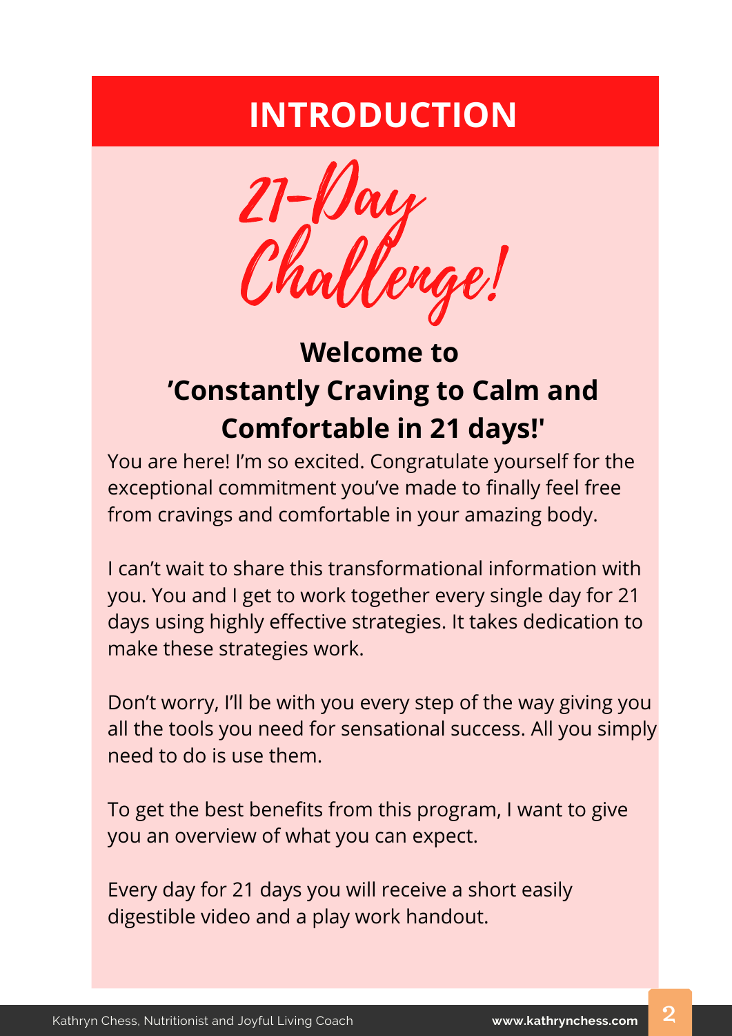# INTRODUCTION

## 21-Day Challenge!

### Welcome to 'Constantly Craving to Calm and Comfortable in 21 days!'

You are here! I'm so excited. Congratulate yourself for the exceptional commitment you've made to finally feel free from cravings and comfortable in your amazing body.

I can't wait to share this transformational information with you. You and I get to work together every single day for 21 days using highly effective strategies. It takes dedication to make these strategies work.

Don't worry, I'll be with you every step of the way giving you all the tools you need for sensational success. All you simply need to do is use them.

To get the best benefits from this program, I want to give you an overview of what you can expect.

Every day for 21 days you will receive a short easily digestible video and a play work handout.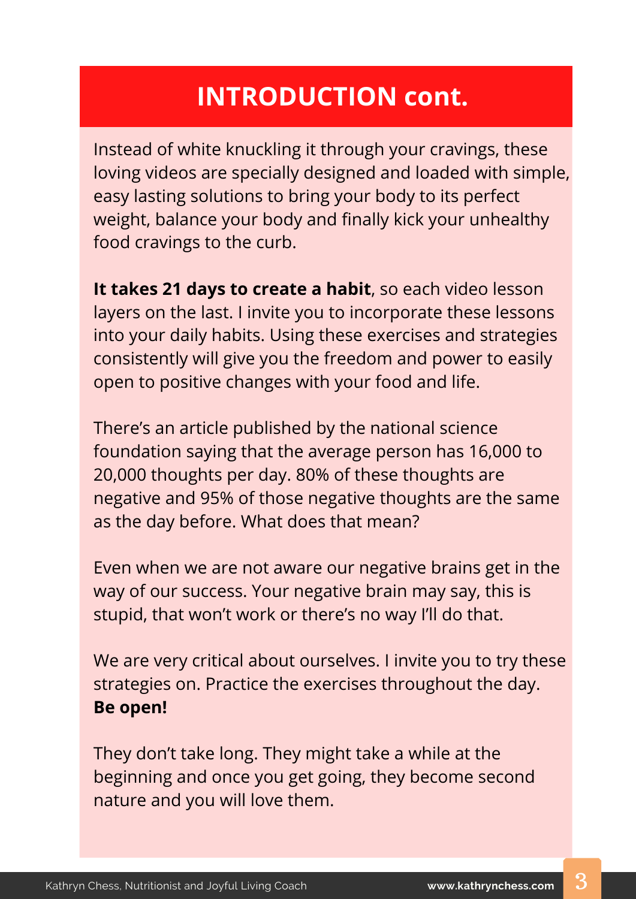# INTRODUCTION cont.

Instead of white knuckling it through your cravings, these loving videos are specially designed and loaded with simple, easy lasting solutions to bring your body to its perfect weight, balance your body and finally kick your unhealthy food cravings to the curb.

**It takes 21 days to create a habit**, so each video lesson layers on the last. I invite you to incorporate these lessons into your daily habits. Using these exercises and strategies consistently will give you the freedom and power to easily open to positive changes with your food and life.

There's an article published by the national science foundation saying that the average person has 16,000 to 20,000 thoughts per day. 80% of these thoughts are negative and 95% of those negative thoughts are the same as the day before. What does that mean?

Even when we are not aware our negative brains get in the way of our success. Your negative brain may say, this is stupid, that won't work or there's no way I'll do that.

We are very critical about ourselves. I invite you to try these strategies on. Practice the exercises throughout the day. **Be open!**

They don't take long. They might take a while at the beginning and once you get going, they become second nature and you will love them.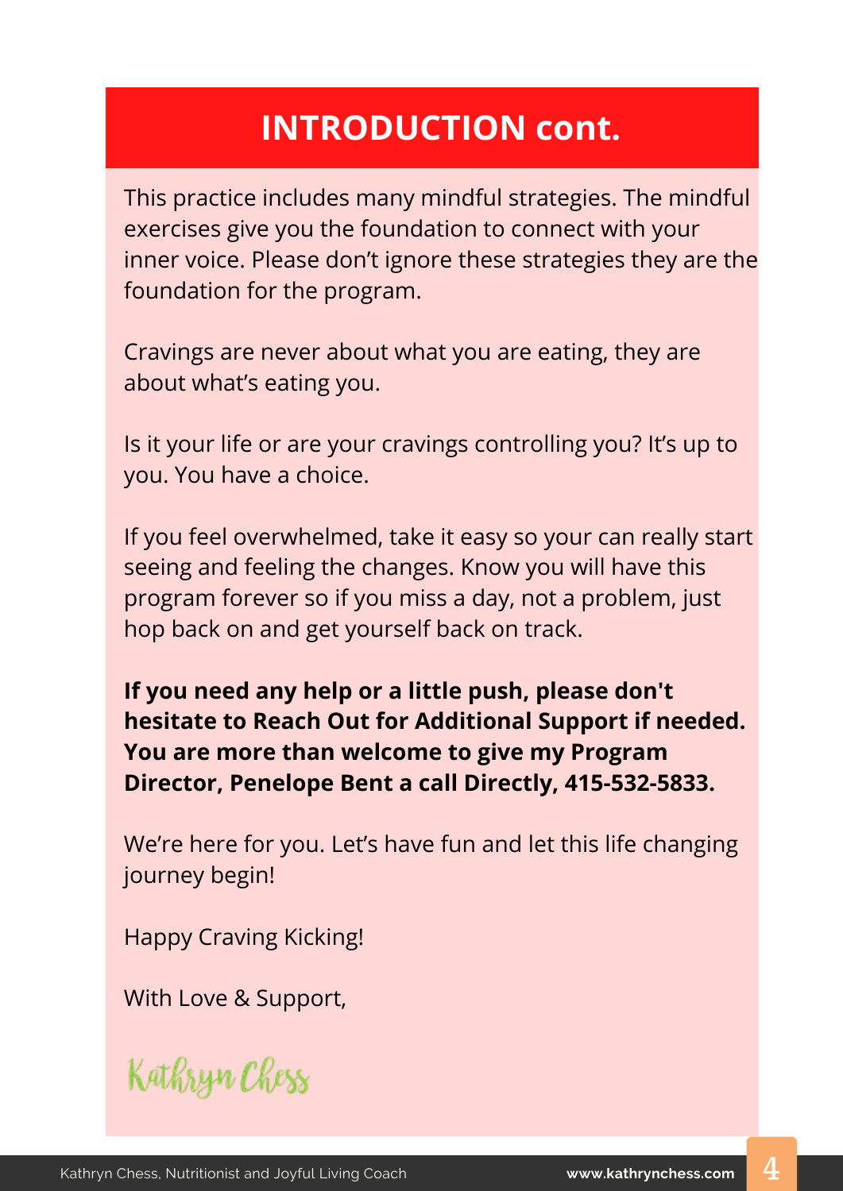# INTRODUCTION cont.

This practice includes many mindful strategies. The mindful exercises give you the foundation to connect with your inner voice. Please don't ignore these strategies they are the foundation for the program.

Cravings are never about what you are eating, they are about what's eating you.

Is it your life or are your cravings controlling you? It's up to you. You have a choice.

If you feel overwhelmed, take it easy so your can really start seeing and feeling the changes. Know you will have this program forever so if you miss a day, not a problem, just hop back on and get yourself back on track.

**If you need any help or a little push, please don't hesitate to Reach Out for Additional Support if needed. You are more than welcome to give my Program Director, Penelope Bent a call Directly, 415-532-5833.**

We're here for you. Let's have fun and let this life changing journey begin!

Happy Craving Kicking!

With Love & Support,

Kathryn Chess